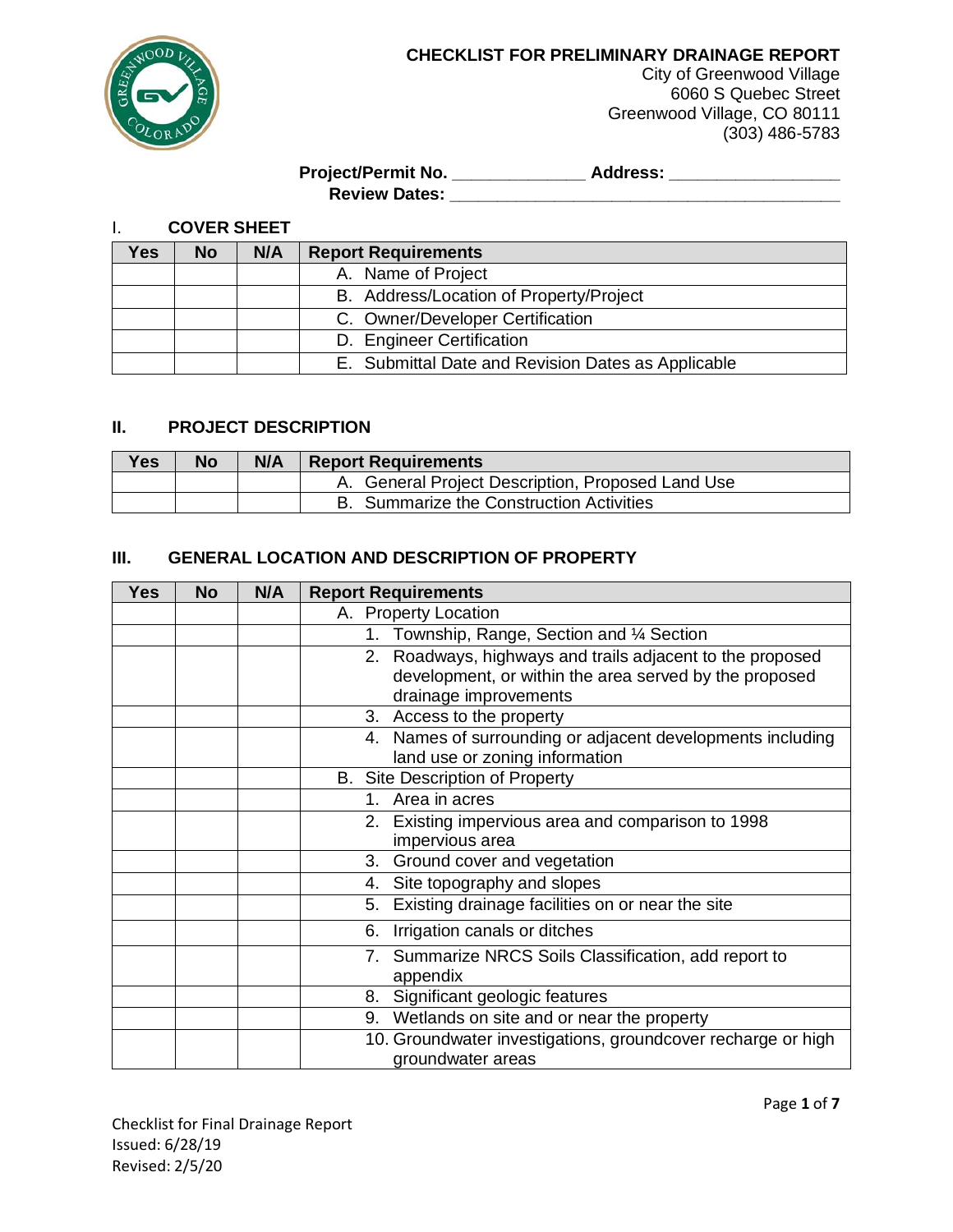# CHECKLIST FOR PRELIMINARY DRAINAGE REPORT

City of Greenwood Village
6060 S Quebec Street
Greenwood Village, CO 80111
(303) 486-5783

**Project/Permit No.** _____________ **Address:** _________________
**Review Dates:** _______________________________________

## I. COVER SHEET

| Yes | No | N/A | Report Requirements |
|---|---|---|---|
| | | | A. Name of Project |
| | | | B. Address/Location of Property/Project |
| | | | C. Owner/Developer Certification |
| | | | D. Engineer Certification |
| | | | E. Submittal Date and Revision Dates as Applicable |

## II. PROJECT DESCRIPTION

| Yes | No | N/A | Report Requirements |
|---|---|---|---|
| | | | A. General Project Description, Proposed Land Use |
| | | | B. Summarize the Construction Activities |

## III. GENERAL LOCATION AND DESCRIPTION OF PROPERTY

| Yes | No | N/A | Report Requirements |
|---|---|---|---|
| | | | A. Property Location |
| | | | 1. Township, Range, Section and ¼ Section |
| | | | 2. Roadways, highways and trails adjacent to the proposed development, or within the area served by the proposed drainage improvements |
| | | | 3. Access to the property |
| | | | 4. Names of surrounding or adjacent developments including land use or zoning information |
| | | | B. Site Description of Property |
| | | | 1. Area in acres |
| | | | 2. Existing impervious area and comparison to 1998 impervious area |
| | | | 3. Ground cover and vegetation |
| | | | 4. Site topography and slopes |
| | | | 5. Existing drainage facilities on or near the site |
| | | | 6. Irrigation canals or ditches |
| | | | 7. Summarize NRCS Soils Classification, add report to appendix |
| | | | 8. Significant geologic features |
| | | | 9. Wetlands on site and or near the property |
| | | | 10. Groundwater investigations, groundcover recharge or high groundwater areas |

Checklist for Final Drainage Report
Issued: 6/28/19
Revised: 2/5/20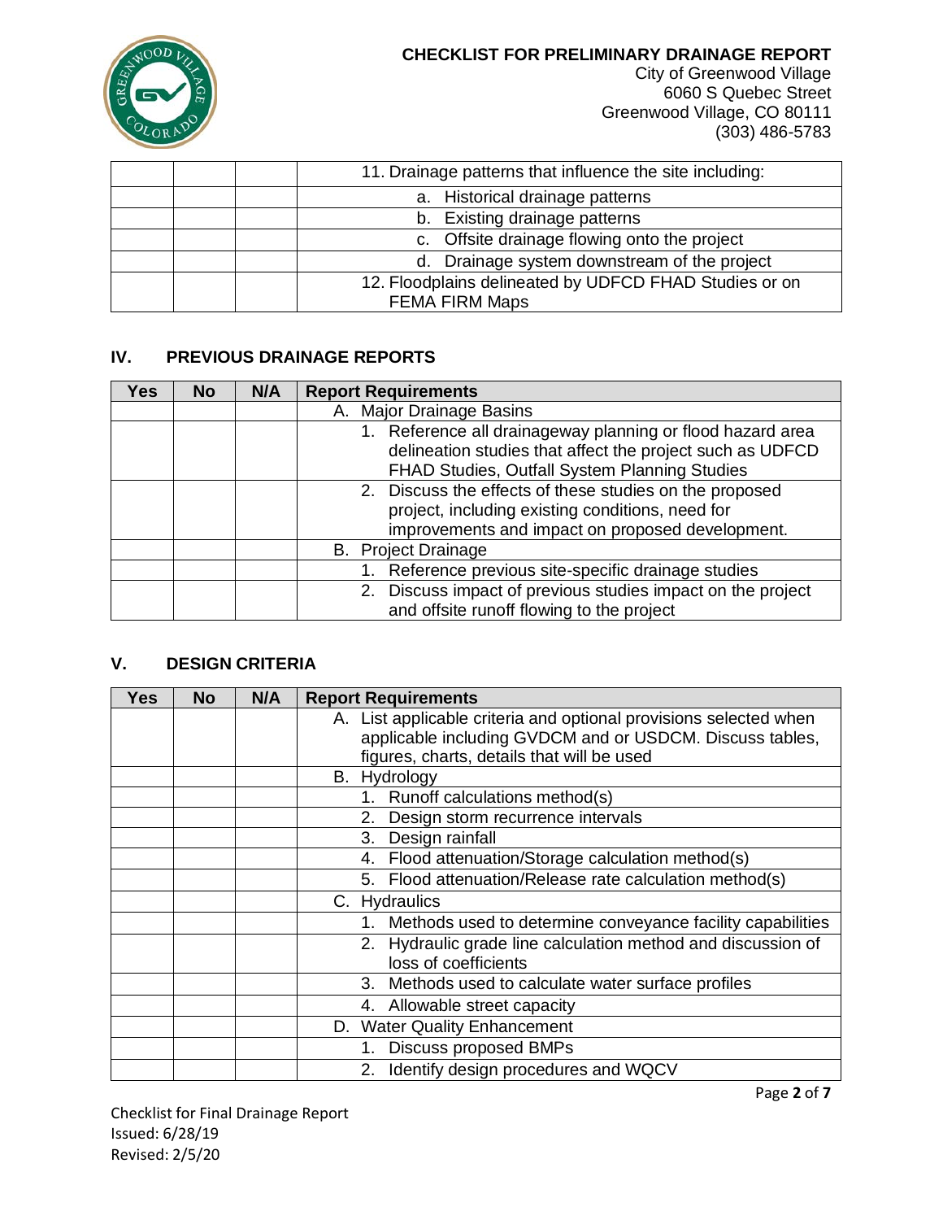| | | | 11. Drainage patterns that influence the site including: |
|---|---|---|---|
| | | | a. Historical drainage patterns |
| | | | b. Existing drainage patterns |
| | | | c. Offsite drainage flowing onto the project |
| | | | d. Drainage system downstream of the project |
| | | | 12. Floodplains delineated by UDFCD FHAD Studies or on FEMA FIRM Maps |

## IV. PREVIOUS DRAINAGE REPORTS

| Yes | No | N/A | Report Requirements |
|---|---|---|---|
| | | | A. Major Drainage Basins |
| | | | 1. Reference all drainageway planning or flood hazard area delineation studies that affect the project such as UDFCD FHAD Studies, Outfall System Planning Studies |
| | | | 2. Discuss the effects of these studies on the proposed project, including existing conditions, need for improvements and impact on proposed development. |
| | | | B. Project Drainage |
| | | | 1. Reference previous site-specific drainage studies |
| | | | 2. Discuss impact of previous studies impact on the project and offsite runoff flowing to the project |

## V. DESIGN CRITERIA

| Yes | No | N/A | Report Requirements |
|---|---|---|---|
| | | | A. List applicable criteria and optional provisions selected when applicable including GVDCM and or USDCM. Discuss tables, figures, charts, details that will be used |
| | | | B. Hydrology |
| | | | 1. Runoff calculations method(s) |
| | | | 2. Design storm recurrence intervals |
| | | | 3. Design rainfall |
| | | | 4. Flood attenuation/Storage calculation method(s) |
| | | | 5. Flood attenuation/Release rate calculation method(s) |
| | | | C. Hydraulics |
| | | | 1. Methods used to determine conveyance facility capabilities |
| | | | 2. Hydraulic grade line calculation method and discussion of loss of coefficients |
| | | | 3. Methods used to calculate water surface profiles |
| | | | 4. Allowable street capacity |
| | | | D. Water Quality Enhancement |
| | | | 1. Discuss proposed BMPs |
| | | | 2. Identify design procedures and WQCV |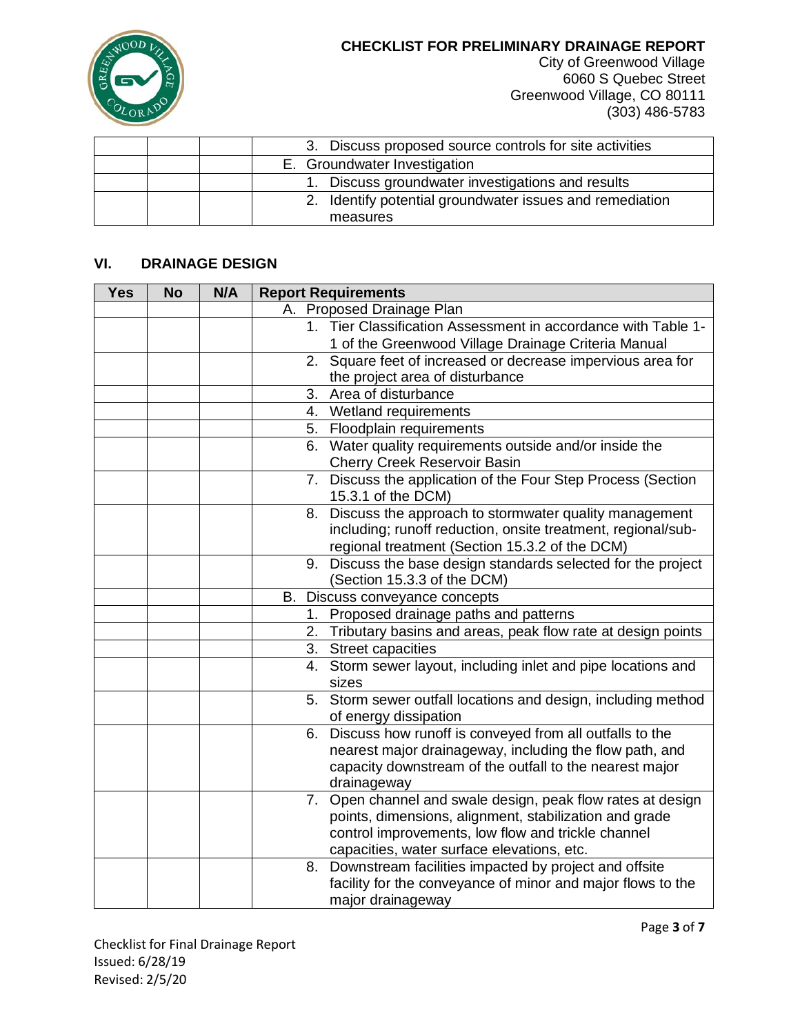| | | | |
|---|---|---|---|
| | | | 3. Discuss proposed source controls for site activities |
| | | | E. Groundwater Investigation |
| | | | 1. Discuss groundwater investigations and results |
| | | | 2. Identify potential groundwater issues and remediation measures |

## VI. DRAINAGE DESIGN

| Yes | No | N/A | Report Requirements |
|---|---|---|---|
| | | | A. Proposed Drainage Plan |
| | | | 1. Tier Classification Assessment in accordance with Table 1-1 of the Greenwood Village Drainage Criteria Manual |
| | | | 2. Square feet of increased or decrease impervious area for the project area of disturbance |
| | | | 3. Area of disturbance |
| | | | 4. Wetland requirements |
| | | | 5. Floodplain requirements |
| | | | 6. Water quality requirements outside and/or inside the Cherry Creek Reservoir Basin |
| | | | 7. Discuss the application of the Four Step Process (Section 15.3.1 of the DCM) |
| | | | 8. Discuss the approach to stormwater quality management including; runoff reduction, onsite treatment, regional/sub-regional treatment (Section 15.3.2 of the DCM) |
| | | | 9. Discuss the base design standards selected for the project (Section 15.3.3 of the DCM) |
| | | | B. Discuss conveyance concepts |
| | | | 1. Proposed drainage paths and patterns |
| | | | 2. Tributary basins and areas, peak flow rate at design points |
| | | | 3. Street capacities |
| | | | 4. Storm sewer layout, including inlet and pipe locations and sizes |
| | | | 5. Storm sewer outfall locations and design, including method of energy dissipation |
| | | | 6. Discuss how runoff is conveyed from all outfalls to the nearest major drainageway, including the flow path, and capacity downstream of the outfall to the nearest major drainageway |
| | | | 7. Open channel and swale design, peak flow rates at design points, dimensions, alignment, stabilization and grade control improvements, low flow and trickle channel capacities, water surface elevations, etc. |
| | | | 8. Downstream facilities impacted by project and offsite facility for the conveyance of minor and major flows to the major drainageway |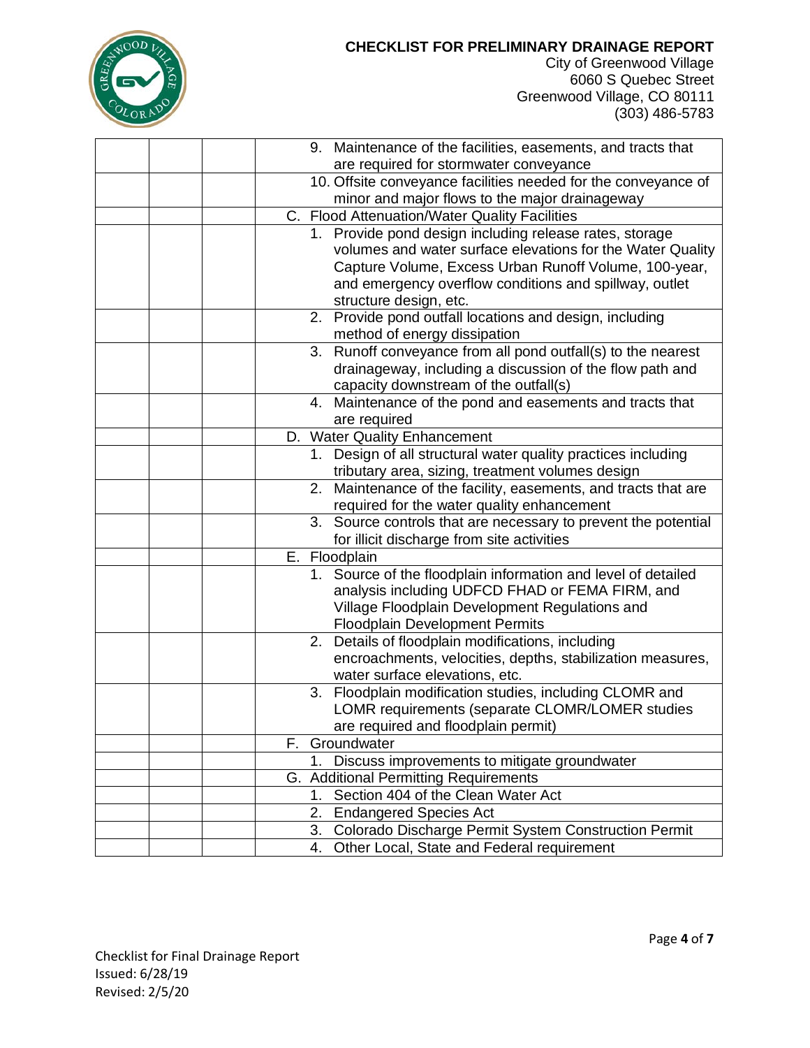| | | | |
|---|---|---|---|
| | | | 9. Maintenance of the facilities, easements, and tracts that are required for stormwater conveyance |
| | | | 10. Offsite conveyance facilities needed for the conveyance of minor and major flows to the major drainageway |
| | | | C. Flood Attenuation/Water Quality Facilities |
| | | | 1. Provide pond design including release rates, storage volumes and water surface elevations for the Water Quality Capture Volume, Excess Urban Runoff Volume, 100-year, and emergency overflow conditions and spillway, outlet structure design, etc. |
| | | | 2. Provide pond outfall locations and design, including method of energy dissipation |
| | | | 3. Runoff conveyance from all pond outfall(s) to the nearest drainageway, including a discussion of the flow path and capacity downstream of the outfall(s) |
| | | | 4. Maintenance of the pond and easements and tracts that are required |
| | | | D. Water Quality Enhancement |
| | | | 1. Design of all structural water quality practices including tributary area, sizing, treatment volumes design |
| | | | 2. Maintenance of the facility, easements, and tracts that are required for the water quality enhancement |
| | | | 3. Source controls that are necessary to prevent the potential for illicit discharge from site activities |
| | | | E. Floodplain |
| | | | 1. Source of the floodplain information and level of detailed analysis including UDFCD FHAD or FEMA FIRM, and Village Floodplain Development Regulations and Floodplain Development Permits |
| | | | 2. Details of floodplain modifications, including encroachments, velocities, depths, stabilization measures, water surface elevations, etc. |
| | | | 3. Floodplain modification studies, including CLOMR and LOMR requirements (separate CLOMR/LOMER studies are required and floodplain permit) |
| | | | F. Groundwater |
| | | | 1. Discuss improvements to mitigate groundwater |
| | | | G. Additional Permitting Requirements |
| | | | 1. Section 404 of the Clean Water Act |
| | | | 2. Endangered Species Act |
| | | | 3. Colorado Discharge Permit System Construction Permit |
| | | | 4. Other Local, State and Federal requirement |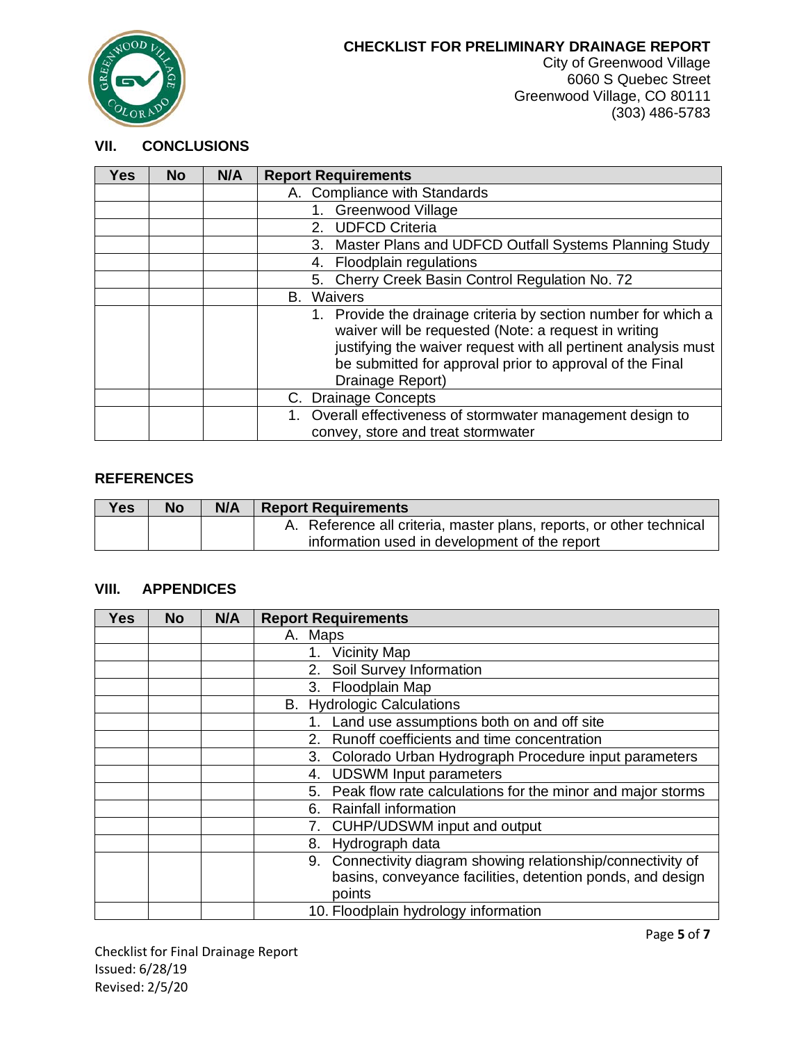**CHECKLIST FOR PRELIMINARY DRAINAGE REPORT**
City of Greenwood Village
6060 S Quebec Street
Greenwood Village, CO 80111
(303) 486-5783

## VII. CONCLUSIONS

| Yes | No | N/A | Report Requirements |
|---|---|---|---|
| | | | A. Compliance with Standards |
| | | | 1. Greenwood Village |
| | | | 2. UDFCD Criteria |
| | | | 3. Master Plans and UDFCD Outfall Systems Planning Study |
| | | | 4. Floodplain regulations |
| | | | 5. Cherry Creek Basin Control Regulation No. 72 |
| | | | B. Waivers |
| | | | 1. Provide the drainage criteria by section number for which a waiver will be requested (Note: a request in writing justifying the waiver request with all pertinent analysis must be submitted for approval prior to approval of the Final Drainage Report) |
| | | | C. Drainage Concepts |
| | | | 1. Overall effectiveness of stormwater management design to convey, store and treat stormwater |

## REFERENCES

| Yes | No | N/A | Report Requirements |
|---|---|---|---|
| | | | A. Reference all criteria, master plans, reports, or other technical information used in development of the report |

## VIII. APPENDICES

| Yes | No | N/A | Report Requirements |
|---|---|---|---|
| | | | A. Maps |
| | | | 1. Vicinity Map |
| | | | 2. Soil Survey Information |
| | | | 3. Floodplain Map |
| | | | B. Hydrologic Calculations |
| | | | 1. Land use assumptions both on and off site |
| | | | 2. Runoff coefficients and time concentration |
| | | | 3. Colorado Urban Hydrograph Procedure input parameters |
| | | | 4. UDSWM Input parameters |
| | | | 5. Peak flow rate calculations for the minor and major storms |
| | | | 6. Rainfall information |
| | | | 7. CUHP/UDSWM input and output |
| | | | 8. Hydrograph data |
| | | | 9. Connectivity diagram showing relationship/connectivity of basins, conveyance facilities, detention ponds, and design points |
| | | | 10. Floodplain hydrology information |

Checklist for Final Drainage Report
Issued: 6/28/19
Revised: 2/5/20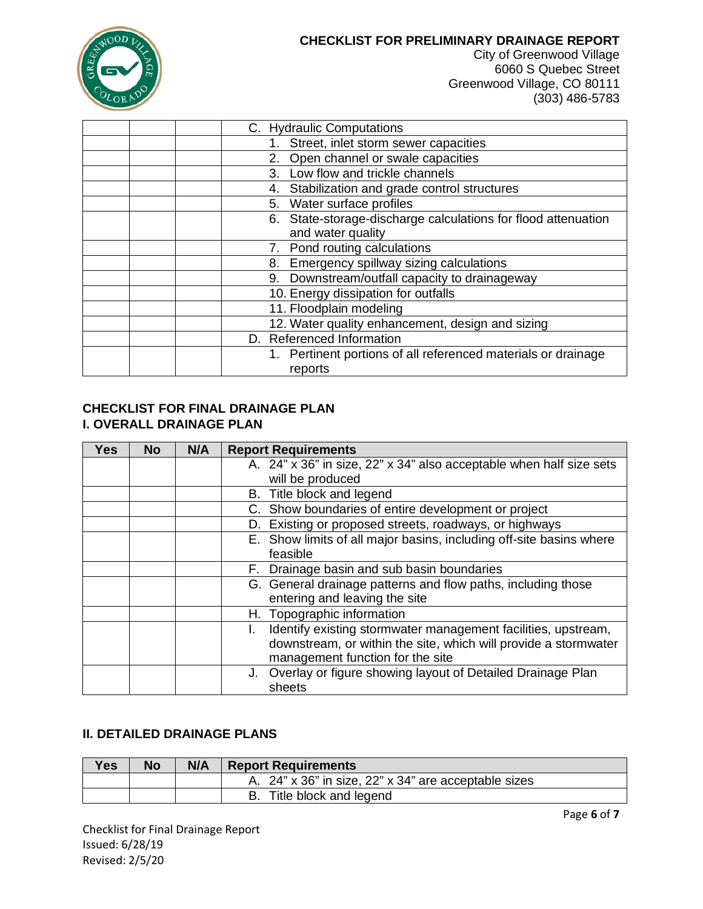| Yes | No | N/A | Report Requirements |
|---|---|---|---|
| | | | C. Hydraulic Computations |
| | | | 1. Street, inlet storm sewer capacities |
| | | | 2. Open channel or swale capacities |
| | | | 3. Low flow and trickle channels |
| | | | 4. Stabilization and grade control structures |
| | | | 5. Water surface profiles |
| | | | 6. State-storage-discharge calculations for flood attenuation and water quality |
| | | | 7. Pond routing calculations |
| | | | 8. Emergency spillway sizing calculations |
| | | | 9. Downstream/outfall capacity to drainageway |
| | | | 10. Energy dissipation for outfalls |
| | | | 11. Floodplain modeling |
| | | | 12. Water quality enhancement, design and sizing |
| | | | D. Referenced Information |
| | | | 1. Pertinent portions of all referenced materials or drainage reports |

## CHECKLIST FOR FINAL DRAINAGE PLAN

### I. OVERALL DRAINAGE PLAN

| Yes | No | N/A | Report Requirements |
|---|---|---|---|
| | | | A. 24" x 36" in size, 22" x 34" also acceptable when half size sets will be produced |
| | | | B. Title block and legend |
| | | | C. Show boundaries of entire development or project |
| | | | D. Existing or proposed streets, roadways, or highways |
| | | | E. Show limits of all major basins, including off-site basins where feasible |
| | | | F. Drainage basin and sub basin boundaries |
| | | | G. General drainage patterns and flow paths, including those entering and leaving the site |
| | | | H. Topographic information |
| | | | I. Identify existing stormwater management facilities, upstream, downstream, or within the site, which will provide a stormwater management function for the site |
| | | | J. Overlay or figure showing layout of Detailed Drainage Plan sheets |

### II. DETAILED DRAINAGE PLANS

| Yes | No | N/A | Report Requirements |
|---|---|---|---|
| | | | A. 24" x 36" in size, 22" x 34" are acceptable sizes |
| | | | B. Title block and legend |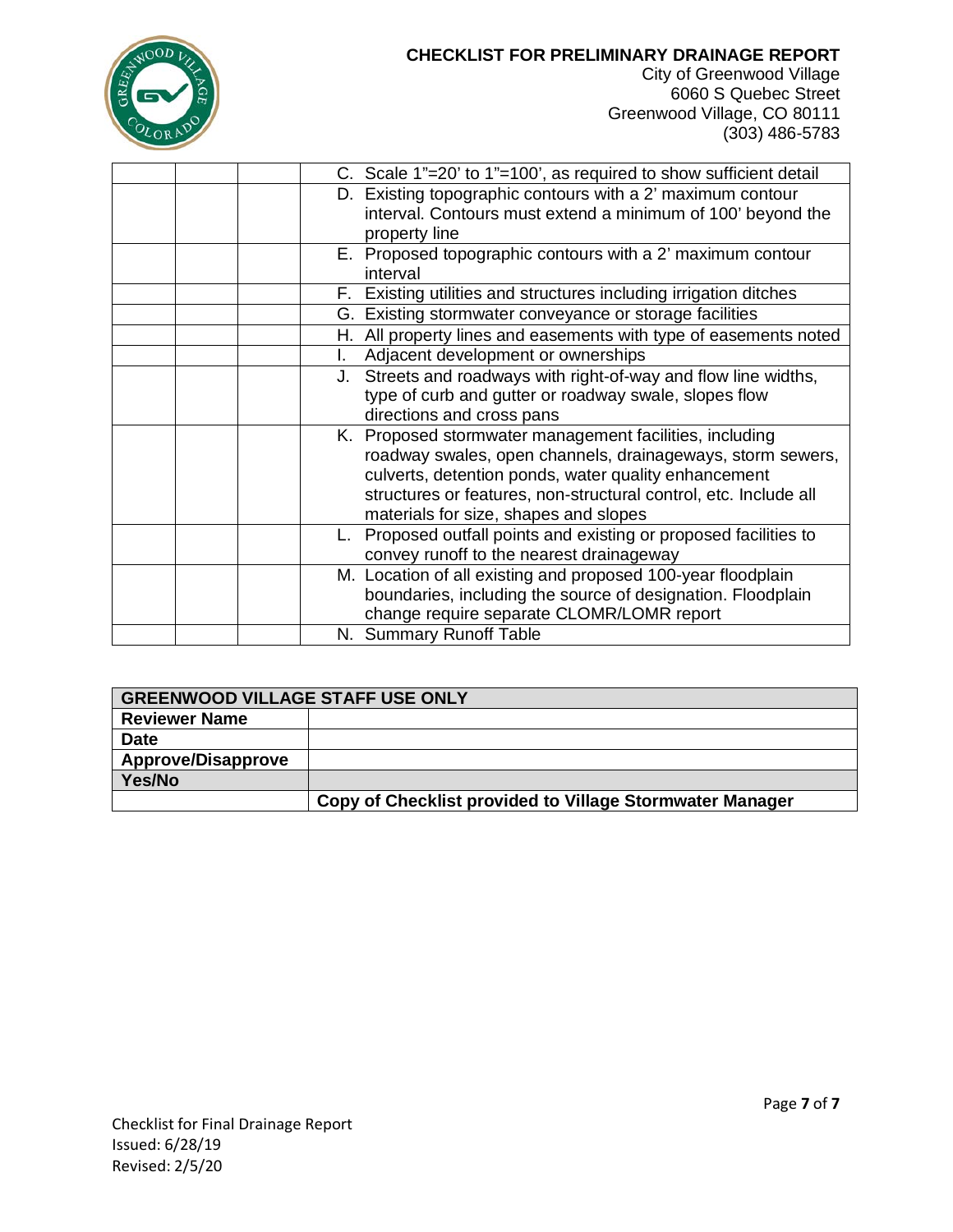**CHECKLIST FOR PRELIMINARY DRAINAGE REPORT**
City of Greenwood Village
6060 S Quebec Street
Greenwood Village, CO 80111
(303) 486-5783

| | | | |
|---|---|---|---|
| | | | C. Scale 1"=20' to 1"=100', as required to show sufficient detail |
| | | | D. Existing topographic contours with a 2' maximum contour interval. Contours must extend a minimum of 100' beyond the property line |
| | | | E. Proposed topographic contours with a 2' maximum contour interval |
| | | | F. Existing utilities and structures including irrigation ditches |
| | | | G. Existing stormwater conveyance or storage facilities |
| | | | H. All property lines and easements with type of easements noted |
| | | | I. Adjacent development or ownerships |
| | | | J. Streets and roadways with right-of-way and flow line widths, type of curb and gutter or roadway swale, slopes flow directions and cross pans |
| | | | K. Proposed stormwater management facilities, including roadway swales, open channels, drainageways, storm sewers, culverts, detention ponds, water quality enhancement structures or features, non-structural control, etc. Include all materials for size, shapes and slopes |
| | | | L. Proposed outfall points and existing or proposed facilities to convey runoff to the nearest drainageway |
| | | | M. Location of all existing and proposed 100-year floodplain boundaries, including the source of designation. Floodplain change require separate CLOMR/LOMR report |
| | | | N. Summary Runoff Table |

| **GREENWOOD VILLAGE STAFF USE ONLY** | |
|---|---|
| **Reviewer Name** | |
| **Date** | |
| **Approve/Disapprove** | |
| **Yes/No** | |
| | **Copy of Checklist provided to Village Stormwater Manager** |

Checklist for Final Drainage Report
Issued: 6/28/19
Revised: 2/5/20